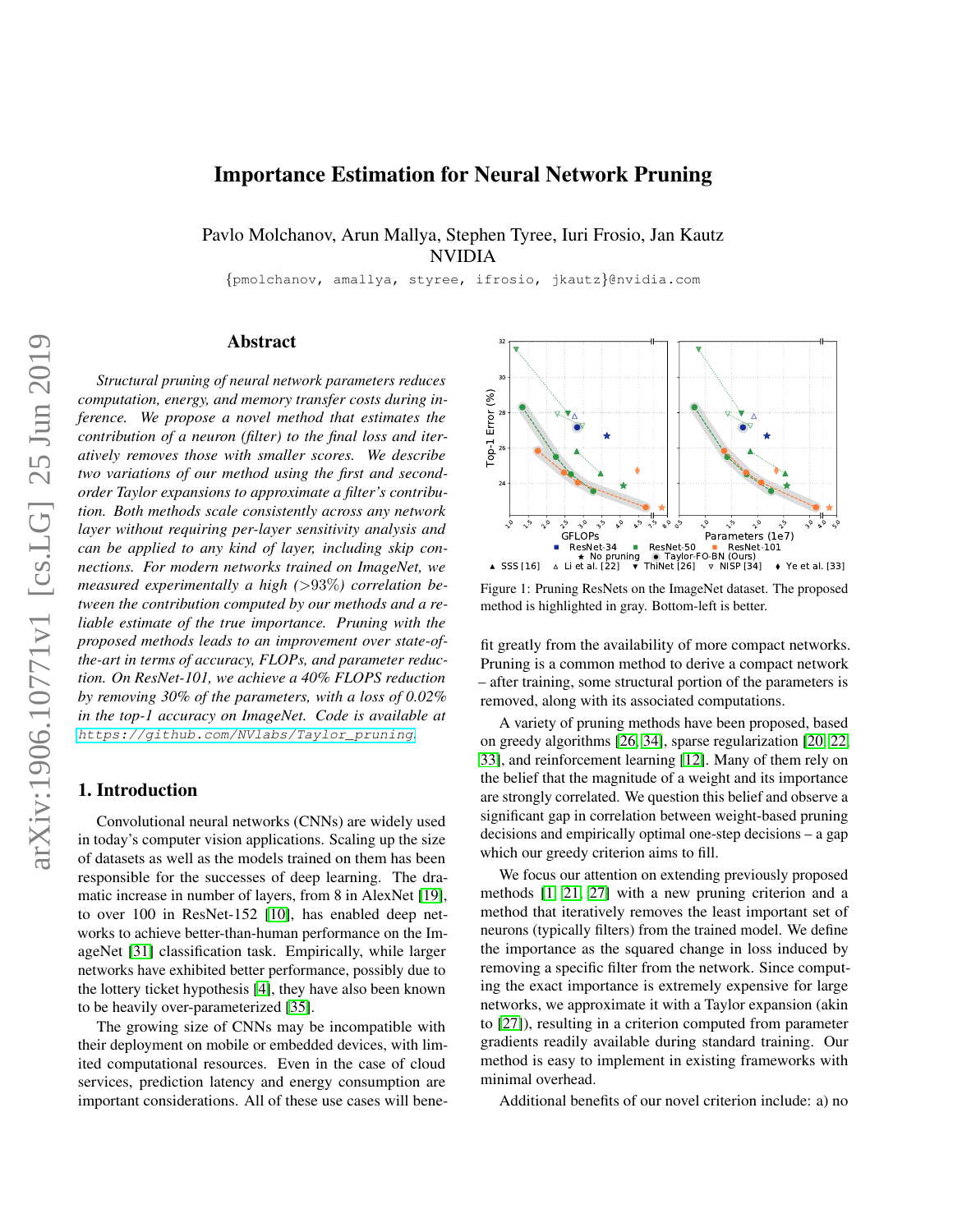# Importance Estimation for Neural Network Pruning

Pavlo Molchanov, Arun Mallya, Stephen Tyree, Iuri Frosio, Jan Kautz
NVIDIA

{pmolchanov, amallya, styree, ifrosio, jkautz}@nvidia.com

## Abstract

*Structural pruning of neural network parameters reduces computation, energy, and memory transfer costs during inference. We propose a novel method that estimates the contribution of a neuron (filter) to the final loss and iteratively removes those with smaller scores. We describe two variations of our method using the first and second-order Taylor expansions to approximate a filter's contribution. Both methods scale consistently across any network layer without requiring per-layer sensitivity analysis and can be applied to any kind of layer, including skip connections. For modern networks trained on ImageNet, we measured experimentally a high (>93%) correlation between the contribution computed by our methods and a reliable estimate of the true importance. Pruning with the proposed methods leads to an improvement over state-of-the-art in terms of accuracy, FLOPs, and parameter reduction. On ResNet-101, we achieve a 40% FLOPS reduction by removing 30% of the parameters, with a loss of 0.02% in the top-1 accuracy on ImageNet. Code is available at* https://github.com/NVlabs/Taylor_pruning.

Figure 1: Pruning ResNets on the ImageNet dataset. The proposed method is highlighted in gray. Bottom-left is better.

## 1. Introduction

Convolutional neural networks (CNNs) are widely used in today's computer vision applications. Scaling up the size of datasets as well as the models trained on them has been responsible for the successes of deep learning. The dramatic increase in number of layers, from 8 in AlexNet [19], to over 100 in ResNet-152 [10], has enabled deep networks to achieve better-than-human performance on the ImageNet [31] classification task. Empirically, while larger networks have exhibited better performance, possibly due to the lottery ticket hypothesis [4], they have also been known to be heavily over-parameterized [35].

The growing size of CNNs may be incompatible with their deployment on mobile or embedded devices, with limited computational resources. Even in the case of cloud services, prediction latency and energy consumption are important considerations. All of these use cases will benefit greatly from the availability of more compact networks. Pruning is a common method to derive a compact network – after training, some structural portion of the parameters is removed, along with its associated computations.

A variety of pruning methods have been proposed, based on greedy algorithms [26, 34], sparse regularization [20, 22, 33], and reinforcement learning [12]. Many of them rely on the belief that the magnitude of a weight and its importance are strongly correlated. We question this belief and observe a significant gap in correlation between weight-based pruning decisions and empirically optimal one-step decisions – a gap which our greedy criterion aims to fill.

We focus our attention on extending previously proposed methods [1, 21, 27] with a new pruning criterion and a method that iteratively removes the least important set of neurons (typically filters) from the trained model. We define the importance as the squared change in loss induced by removing a specific filter from the network. Since computing the exact importance is extremely expensive for large networks, we approximate it with a Taylor expansion (akin to [27]), resulting in a criterion computed from parameter gradients readily available during standard training. Our method is easy to implement in existing frameworks with minimal overhead.

Additional benefits of our novel criterion include: a) no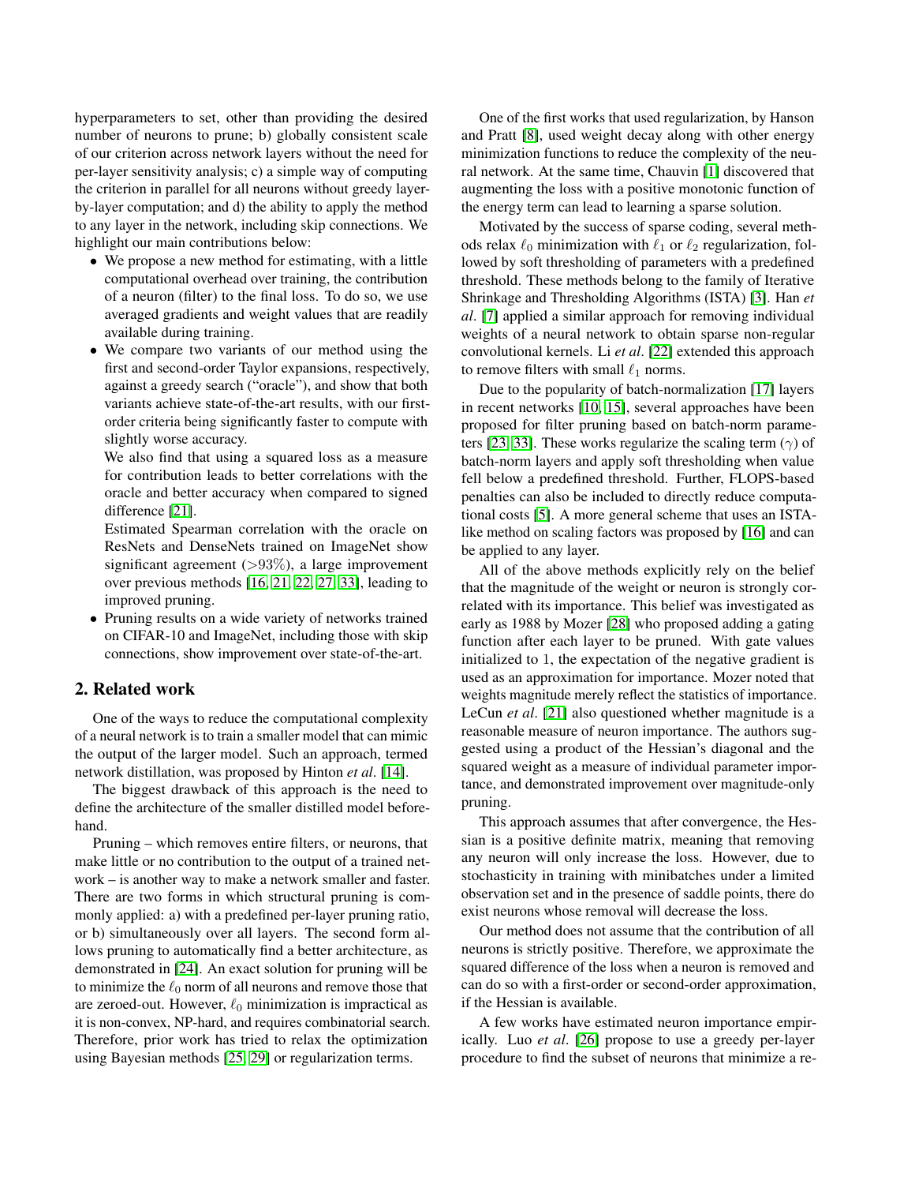hyperparameters to set, other than providing the desired number of neurons to prune; b) globally consistent scale of our criterion across network layers without the need for per-layer sensitivity analysis; c) a simple way of computing the criterion in parallel for all neurons without greedy layer-by-layer computation; and d) the ability to apply the method to any layer in the network, including skip connections. We highlight our main contributions below:

- We propose a new method for estimating, with a little computational overhead over training, the contribution of a neuron (filter) to the final loss. To do so, we use averaged gradients and weight values that are readily available during training.
- We compare two variants of our method using the first and second-order Taylor expansions, respectively, against a greedy search ("oracle"), and show that both variants achieve state-of-the-art results, with our first-order criteria being significantly faster to compute with slightly worse accuracy.

  We also find that using a squared loss as a measure for contribution leads to better correlations with the oracle and better accuracy when compared to signed difference [21].

  Estimated Spearman correlation with the oracle on ResNets and DenseNets trained on ImageNet show significant agreement ($>93\%$), a large improvement over previous methods [16, 21, 22, 27, 33], leading to improved pruning.
- Pruning results on a wide variety of networks trained on CIFAR-10 and ImageNet, including those with skip connections, show improvement over state-of-the-art.

## 2. Related work

One of the ways to reduce the computational complexity of a neural network is to train a smaller model that can mimic the output of the larger model. Such an approach, termed network distillation, was proposed by Hinton *et al*. [14].

The biggest drawback of this approach is the need to define the architecture of the smaller distilled model beforehand.

Pruning – which removes entire filters, or neurons, that make little or no contribution to the output of a trained network – is another way to make a network smaller and faster. There are two forms in which structural pruning is commonly applied: a) with a predefined per-layer pruning ratio, or b) simultaneously over all layers. The second form allows pruning to automatically find a better architecture, as demonstrated in [24]. An exact solution for pruning will be to minimize the $\ell_0$ norm of all neurons and remove those that are zeroed-out. However, $\ell_0$ minimization is impractical as it is non-convex, NP-hard, and requires combinatorial search. Therefore, prior work has tried to relax the optimization using Bayesian methods [25, 29] or regularization terms.

One of the first works that used regularization, by Hanson and Pratt [8], used weight decay along with other energy minimization functions to reduce the complexity of the neural network. At the same time, Chauvin [1] discovered that augmenting the loss with a positive monotonic function of the energy term can lead to learning a sparse solution.

Motivated by the success of sparse coding, several methods relax $\ell_0$ minimization with $\ell_1$ or $\ell_2$ regularization, followed by soft thresholding of parameters with a predefined threshold. These methods belong to the family of Iterative Shrinkage and Thresholding Algorithms (ISTA) [3]. Han *et al*. [7] applied a similar approach for removing individual weights of a neural network to obtain sparse non-regular convolutional kernels. Li *et al*. [22] extended this approach to remove filters with small $\ell_1$ norms.

Due to the popularity of batch-normalization [17] layers in recent networks [10, 15], several approaches have been proposed for filter pruning based on batch-norm parameters [23, 33]. These works regularize the scaling term ($\gamma$) of batch-norm layers and apply soft thresholding when value fell below a predefined threshold. Further, FLOPS-based penalties can also be included to directly reduce computational costs [5]. A more general scheme that uses an ISTA-like method on scaling factors was proposed by [16] and can be applied to any layer.

All of the above methods explicitly rely on the belief that the magnitude of the weight or neuron is strongly correlated with its importance. This belief was investigated as early as 1988 by Mozer [28] who proposed adding a gating function after each layer to be pruned. With gate values initialized to 1, the expectation of the negative gradient is used as an approximation for importance. Mozer noted that weights magnitude merely reflect the statistics of importance. LeCun *et al*. [21] also questioned whether magnitude is a reasonable measure of neuron importance. The authors suggested using a product of the Hessian's diagonal and the squared weight as a measure of individual parameter importance, and demonstrated improvement over magnitude-only pruning.

This approach assumes that after convergence, the Hessian is a positive definite matrix, meaning that removing any neuron will only increase the loss. However, due to stochasticity in training with minibatches under a limited observation set and in the presence of saddle points, there do exist neurons whose removal will decrease the loss.

Our method does not assume that the contribution of all neurons is strictly positive. Therefore, we approximate the squared difference of the loss when a neuron is removed and can do so with a first-order or second-order approximation, if the Hessian is available.

A few works have estimated neuron importance empirically. Luo *et al*. [26] propose to use a greedy per-layer procedure to find the subset of neurons that minimize a re-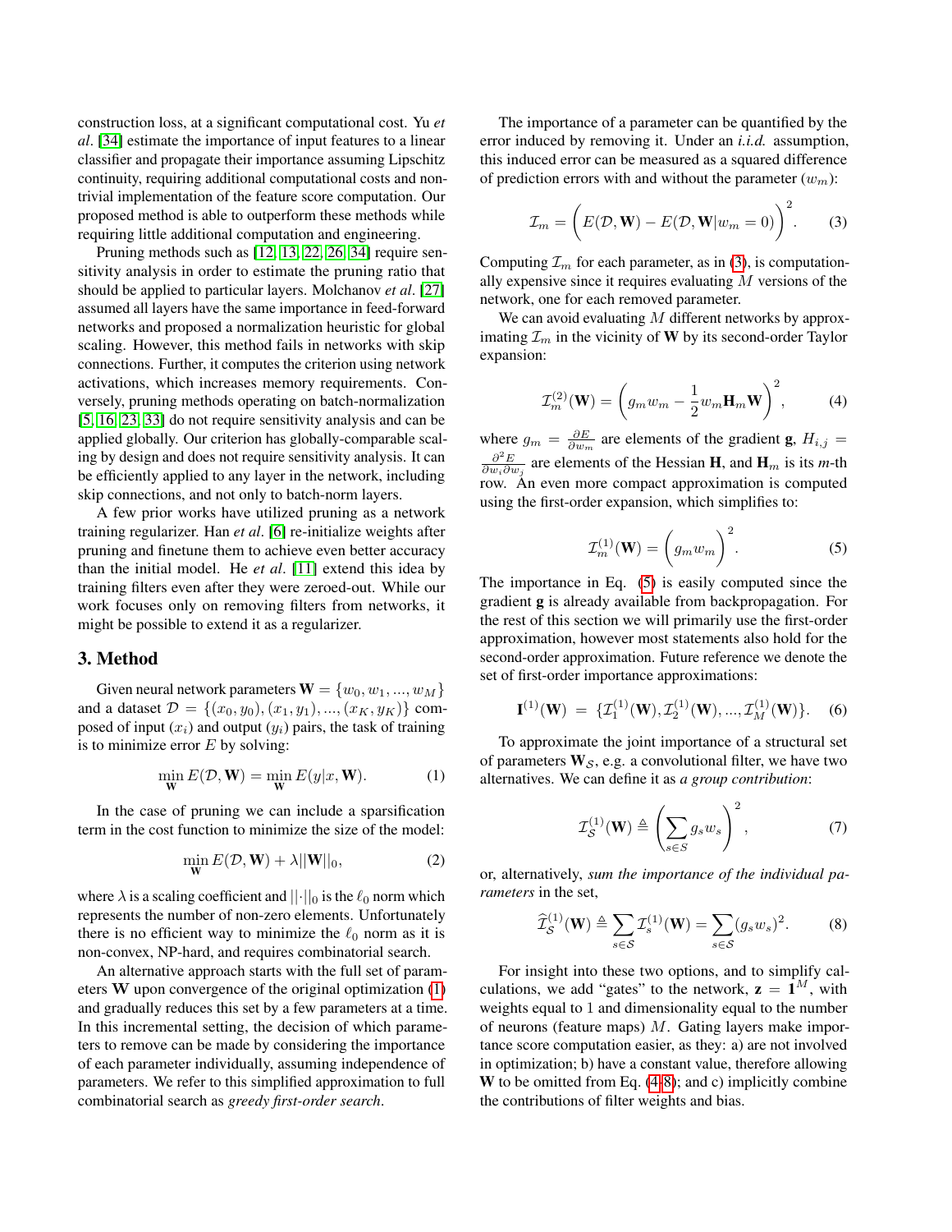construction loss, at a significant computational cost. Yu *et al*. [34] estimate the importance of input features to a linear classifier and propagate their importance assuming Lipschitz continuity, requiring additional computational costs and non-trivial implementation of the feature score computation. Our proposed method is able to outperform these methods while requiring little additional computation and engineering.

Pruning methods such as [12, 13, 22, 26, 34] require sensitivity analysis in order to estimate the pruning ratio that should be applied to particular layers. Molchanov *et al*. [27] assumed all layers have the same importance in feed-forward networks and proposed a normalization heuristic for global scaling. However, this method fails in networks with skip connections. Further, it computes the criterion using network activations, which increases memory requirements. Conversely, pruning methods operating on batch-normalization [5, 16, 23, 33] do not require sensitivity analysis and can be applied globally. Our criterion has globally-comparable scaling by design and does not require sensitivity analysis. It can be efficiently applied to any layer in the network, including skip connections, and not only to batch-norm layers.

A few prior works have utilized pruning as a network training regularizer. Han *et al*. [6] re-initialize weights after pruning and finetune them to achieve even better accuracy than the initial model. He *et al*. [11] extend this idea by training filters even after they were zeroed-out. While our work focuses only on removing filters from networks, it might be possible to extend it as a regularizer.

## 3. Method

Given neural network parameters $\mathbf{W} = \{w_0, w_1, ..., w_M\}$ and a dataset $\mathcal{D} = \{(x_0, y_0), (x_1, y_1), ..., (x_K, y_K)\}$ composed of input ($x_i$) and output ($y_i$) pairs, the task of training is to minimize error $E$ by solving:

$$\min_{\mathbf{W}} E(\mathcal{D}, \mathbf{W}) = \min_{\mathbf{W}} E(y|x, \mathbf{W}). \tag{1}$$

In the case of pruning we can include a sparsification term in the cost function to minimize the size of the model:

$$\min_{\mathbf{W}} E(\mathcal{D}, \mathbf{W}) + \lambda ||\mathbf{W}||_0, \tag{2}$$

where $\lambda$ is a scaling coefficient and $||\cdot||_0$ is the $\ell_0$ norm which represents the number of non-zero elements. Unfortunately there is no efficient way to minimize the $\ell_0$ norm as it is non-convex, NP-hard, and requires combinatorial search.

An alternative approach starts with the full set of parameters $\mathbf{W}$ upon convergence of the original optimization (1) and gradually reduces this set by a few parameters at a time. In this incremental setting, the decision of which parameters to remove can be made by considering the importance of each parameter individually, assuming independence of parameters. We refer to this simplified approximation to full combinatorial search as *greedy first-order search*.

The importance of a parameter can be quantified by the error induced by removing it. Under an *i.i.d.* assumption, this induced error can be measured as a squared difference of prediction errors with and without the parameter ($w_m$):

$$\mathcal{I}_m = \Big( E(\mathcal{D}, \mathbf{W}) - E(\mathcal{D}, \mathbf{W} | w_m = 0) \Big)^2. \tag{3}$$

Computing $\mathcal{I}_m$ for each parameter, as in (3), is computationally expensive since it requires evaluating $M$ versions of the network, one for each removed parameter.

We can avoid evaluating $M$ different networks by approximating $\mathcal{I}_m$ in the vicinity of $\mathbf{W}$ by its second-order Taylor expansion:

$$\mathcal{I}_m^{(2)}(\mathbf{W}) = \Big( g_m w_m - \frac{1}{2} w_m \mathbf{H}_m \mathbf{W} \Big)^2, \tag{4}$$

where $g_m = \frac{\partial E}{\partial w_m}$ are elements of the gradient $\mathbf{g}$, $H_{i,j} = \frac{\partial^2 E}{\partial w_i \partial w_j}$ are elements of the Hessian $\mathbf{H}$, and $\mathbf{H}_m$ is its $m$-th row. An even more compact approximation is computed using the first-order expansion, which simplifies to:

$$\mathcal{I}_m^{(1)}(\mathbf{W}) = \Big( g_m w_m \Big)^2. \tag{5}$$

The importance in Eq. (5) is easily computed since the gradient $\mathbf{g}$ is already available from backpropagation. For the rest of this section we will primarily use the first-order approximation, however most statements also hold for the second-order approximation. Future reference we denote the set of first-order importance approximations:

$$\mathbf{I}^{(1)}(\mathbf{W}) = \{\mathcal{I}_1^{(1)}(\mathbf{W}), \mathcal{I}_2^{(1)}(\mathbf{W}), ..., \mathcal{I}_M^{(1)}(\mathbf{W})\}. \tag{6}$$

To approximate the joint importance of a structural set of parameters $\mathbf{W}_\mathcal{S}$, e.g. a convolutional filter, we have two alternatives. We can define it as *a group contribution*:

$$\mathcal{I}_\mathcal{S}^{(1)}(\mathbf{W}) \triangleq \Big( \sum_{s \in S} g_s w_s \Big)^2, \tag{7}$$

or, alternatively, *sum the importance of the individual parameters* in the set,

$$\widehat{\mathcal{I}}_\mathcal{S}^{(1)}(\mathbf{W}) \triangleq \sum_{s \in \mathcal{S}} \mathcal{I}_s^{(1)}(\mathbf{W}) = \sum_{s \in \mathcal{S}} (g_s w_s)^2. \tag{8}$$

For insight into these two options, and to simplify calculations, we add "gates" to the network, $\mathbf{z} = \mathbf{1}^M$, with weights equal to 1 and dimensionality equal to the number of neurons (feature maps) $M$. Gating layers make importance score computation easier, as they: a) are not involved in optimization; b) have a constant value, therefore allowing $\mathbf{W}$ to be omitted from Eq. (4-8); and c) implicitly combine the contributions of filter weights and bias.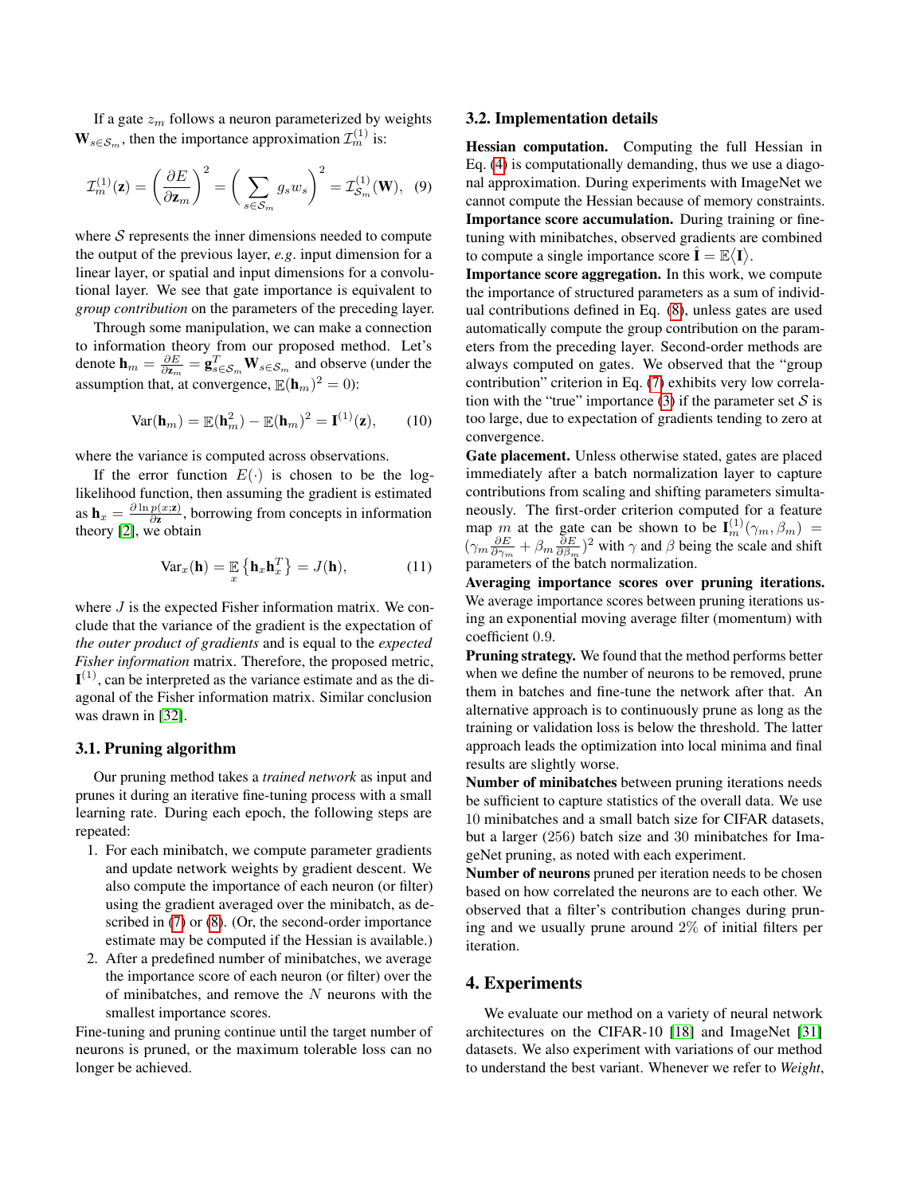If a gate $z_m$ follows a neuron parameterized by weights $\mathbf{W}_{s\in\mathcal{S}_m}$, then the importance approximation $\mathcal{I}_m^{(1)}$ is:

$$\mathcal{I}_m^{(1)}(\mathbf{z}) = \left(\frac{\partial E}{\partial \mathbf{z}_m}\right)^2 = \left(\sum_{s\in\mathcal{S}_m} g_s w_s\right)^2 = \mathcal{I}_{\mathcal{S}_m}^{(1)}(\mathbf{W}), \quad (9)$$

where $\mathcal{S}$ represents the inner dimensions needed to compute the output of the previous layer, *e.g*. input dimension for a linear layer, or spatial and input dimensions for a convolutional layer. We see that gate importance is equivalent to *group contribution* on the parameters of the preceding layer.

Through some manipulation, we can make a connection to information theory from our proposed method. Let's denote $\mathbf{h}_m = \frac{\partial E}{\partial \mathbf{z}_m} = \mathbf{g}_{s\in\mathcal{S}_m}^T \mathbf{W}_{s\in\mathcal{S}_m}$ and observe (under the assumption that, at convergence, $\mathbb{E}(\mathbf{h}_m)^2 = 0$):

$$\text{Var}(\mathbf{h}_m) = \mathbb{E}(\mathbf{h}_m^2) - \mathbb{E}(\mathbf{h}_m)^2 = \mathbf{I}^{(1)}(\mathbf{z}), \quad (10)$$

where the variance is computed across observations.

If the error function $E(\cdot)$ is chosen to be the log-likelihood function, then assuming the gradient is estimated as $\mathbf{h}_x = \frac{\partial \ln p(x;\mathbf{z})}{\partial \mathbf{z}}$, borrowing from concepts in information theory [2], we obtain

$$\text{Var}_x(\mathbf{h}) = \mathop{\mathbb{E}}_x\left\{\mathbf{h}_x\mathbf{h}_x^T\right\} = J(\mathbf{h}), \quad (11)$$

where $J$ is the expected Fisher information matrix. We conclude that the variance of the gradient is the expectation of *the outer product of gradients* and is equal to the *expected Fisher information* matrix. Therefore, the proposed metric, $\mathbf{I}^{(1)}$, can be interpreted as the variance estimate and as the diagonal of the Fisher information matrix. Similar conclusion was drawn in [32].

### 3.1. Pruning algorithm

Our pruning method takes a *trained network* as input and prunes it during an iterative fine-tuning process with a small learning rate. During each epoch, the following steps are repeated:

1. For each minibatch, we compute parameter gradients and update network weights by gradient descent. We also compute the importance of each neuron (or filter) using the gradient averaged over the minibatch, as described in (7) or (8). (Or, the second-order importance estimate may be computed if the Hessian is available.)
2. After a predefined number of minibatches, we average the importance score of each neuron (or filter) over the of minibatches, and remove the $N$ neurons with the smallest importance scores.

Fine-tuning and pruning continue until the target number of neurons is pruned, or the maximum tolerable loss can no longer be achieved.

### 3.2. Implementation details

**Hessian computation.** Computing the full Hessian in Eq. (4) is computationally demanding, thus we use a diagonal approximation. During experiments with ImageNet we cannot compute the Hessian because of memory constraints.
**Importance score accumulation.** During training or fine-tuning with minibatches, observed gradients are combined to compute a single importance score $\hat{\mathbf{I}} = \mathbb{E}\langle\mathbf{I}\rangle$.
**Importance score aggregation.** In this work, we compute the importance of structured parameters as a sum of individual contributions defined in Eq. (8), unless gates are used automatically compute the group contribution on the parameters from the preceding layer. Second-order methods are always computed on gates. We observed that the "group contribution" criterion in Eq. (7) exhibits very low correlation with the "true" importance (3) if the parameter set $\mathcal{S}$ is too large, due to expectation of gradients tending to zero at convergence.
**Gate placement.** Unless otherwise stated, gates are placed immediately after a batch normalization layer to capture contributions from scaling and shifting parameters simultaneously. The first-order criterion computed for a feature map $m$ at the gate can be shown to be $\mathbf{I}_m^{(1)}(\gamma_m, \beta_m) = (\gamma_m \frac{\partial E}{\partial \gamma_m} + \beta_m \frac{\partial E}{\partial \beta_m})^2$ with $\gamma$ and $\beta$ being the scale and shift parameters of the batch normalization.
**Averaging importance scores over pruning iterations.** We average importance scores between pruning iterations using an exponential moving average filter (momentum) with coefficient $0.9$.
**Pruning strategy.** We found that the method performs better when we define the number of neurons to be removed, prune them in batches and fine-tune the network after that. An alternative approach is to continuously prune as long as the training or validation loss is below the threshold. The latter approach leads the optimization into local minima and final results are slightly worse.
**Number of minibatches** between pruning iterations needs be sufficient to capture statistics of the overall data. We use 10 minibatches and a small batch size for CIFAR datasets, but a larger (256) batch size and 30 minibatches for ImageNet pruning, as noted with each experiment.
**Number of neurons** pruned per iteration needs to be chosen based on how correlated the neurons are to each other. We observed that a filter's contribution changes during pruning and we usually prune around $2\%$ of initial filters per iteration.

## 4. Experiments

We evaluate our method on a variety of neural network architectures on the CIFAR-10 [18] and ImageNet [31] datasets. We also experiment with variations of our method to understand the best variant. Whenever we refer to *Weight*,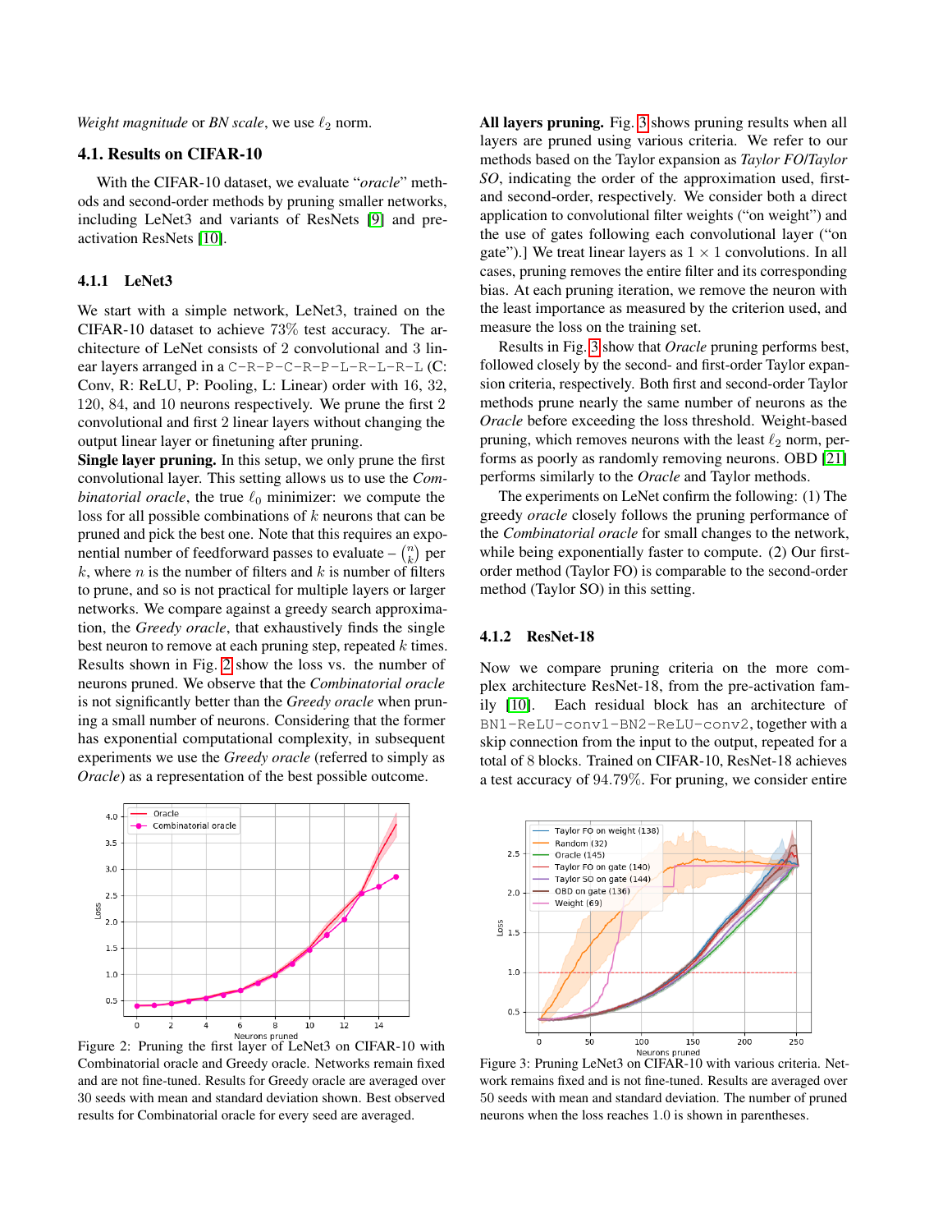*Weight magnitude* or *BN scale*, we use $\ell_2$ norm.

### 4.1. Results on CIFAR-10

With the CIFAR-10 dataset, we evaluate "*oracle*" methods and second-order methods by pruning smaller networks, including LeNet3 and variants of ResNets [9] and pre-activation ResNets [10].

#### 4.1.1 LeNet3

We start with a simple network, LeNet3, trained on the CIFAR-10 dataset to achieve 73% test accuracy. The architecture of LeNet consists of 2 convolutional and 3 linear layers arranged in a `C-R-P-C-R-P-L-R-L-R-L` (C: Conv, R: ReLU, P: Pooling, L: Linear) order with 16, 32, 120, 84, and 10 neurons respectively. We prune the first 2 convolutional and first 2 linear layers without changing the output linear layer or finetuning after pruning.

**Single layer pruning.** In this setup, we only prune the first convolutional layer. This setting allows us to use the *Combinatorial oracle*, the true $\ell_0$ minimizer: we compute the loss for all possible combinations of $k$ neurons that can be pruned and pick the best one. Note that this requires an exponential number of feedforward passes to evaluate – $\binom{n}{k}$ per $k$, where $n$ is the number of filters and $k$ is number of filters to prune, and so is not practical for multiple layers or larger networks. We compare against a greedy search approximation, the *Greedy oracle*, that exhaustively finds the single best neuron to remove at each pruning step, repeated $k$ times. Results shown in Fig. 2 show the loss vs. the number of neurons pruned. We observe that the *Combinatorial oracle* is not significantly better than the *Greedy oracle* when pruning a small number of neurons. Considering that the former has exponential computational complexity, in subsequent experiments we use the *Greedy oracle* (referred to simply as *Oracle*) as a representation of the best possible outcome.

Figure 2: Pruning the first layer of LeNet3 on CIFAR-10 with Combinatorial oracle and Greedy oracle. Networks remain fixed and are not fine-tuned. Results for Greedy oracle are averaged over 30 seeds with mean and standard deviation shown. Best observed results for Combinatorial oracle for every seed are averaged.

**All layers pruning.** Fig. 3 shows pruning results when all layers are pruned using various criteria. We refer to our methods based on the Taylor expansion as *Taylor FO*/*Taylor SO*, indicating the order of the approximation used, first- and second-order, respectively. We consider both a direct application to convolutional filter weights ("on weight") and the use of gates following each convolutional layer ("on gate").] We treat linear layers as $1 \times 1$ convolutions. In all cases, pruning removes the entire filter and its corresponding bias. At each pruning iteration, we remove the neuron with the least importance as measured by the criterion used, and measure the loss on the training set.

Results in Fig. 3 show that *Oracle* pruning performs best, followed closely by the second- and first-order Taylor expansion criteria, respectively. Both first and second-order Taylor methods prune nearly the same number of neurons as the *Oracle* before exceeding the loss threshold. Weight-based pruning, which removes neurons with the least $\ell_2$ norm, performs as poorly as randomly removing neurons. OBD [21] performs similarly to the *Oracle* and Taylor methods.

The experiments on LeNet confirm the following: (1) The greedy *oracle* closely follows the pruning performance of the *Combinatorial oracle* for small changes to the network, while being exponentially faster to compute. (2) Our first-order method (Taylor FO) is comparable to the second-order method (Taylor SO) in this setting.

Figure 3: Pruning LeNet3 on CIFAR-10 with various criteria. Network remains fixed and is not fine-tuned. Results are averaged over 50 seeds with mean and standard deviation. The number of pruned neurons when the loss reaches 1.0 is shown in parentheses.

#### 4.1.2 ResNet-18

Now we compare pruning criteria on the more complex architecture ResNet-18, from the pre-activation family [10]. Each residual block has an architecture of `BN1-ReLU-conv1-BN2-ReLU-conv2`, together with a skip connection from the input to the output, repeated for a total of 8 blocks. Trained on CIFAR-10, ResNet-18 achieves a test accuracy of 94.79%. For pruning, we consider entire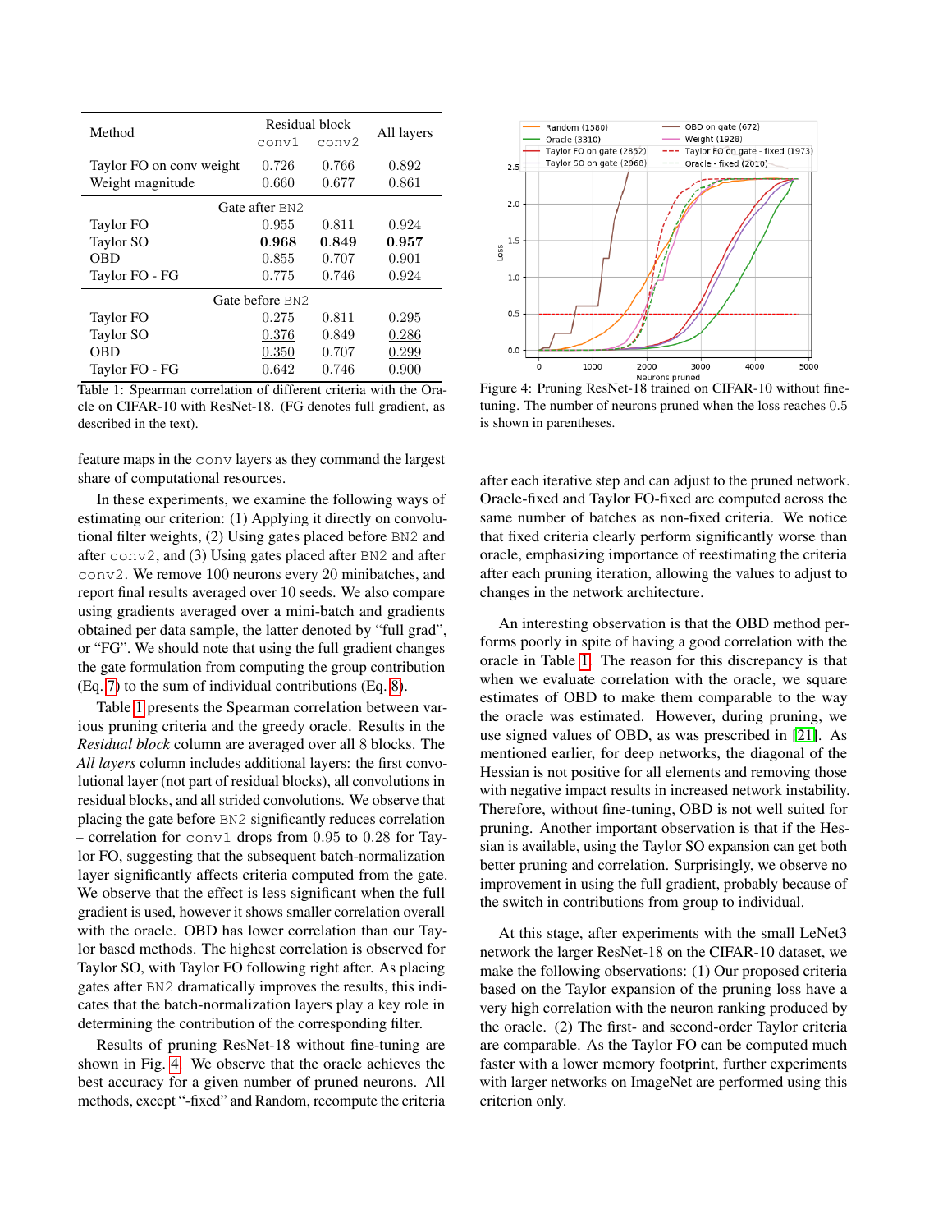| Method | Residual block | | All layers |
|---|---|---|---|
| | `conv1` | `conv2` | |
| Taylor FO on conv weight | 0.726 | 0.766 | 0.892 |
| Weight magnitude | 0.660 | 0.677 | 0.861 |
| Gate after `BN2` | | | |
| Taylor FO | 0.955 | 0.811 | 0.924 |
| Taylor SO | **0.968** | **0.849** | **0.957** |
| OBD | 0.855 | 0.707 | 0.901 |
| Taylor FO - FG | 0.775 | 0.746 | 0.924 |
| Gate before `BN2` | | | |
| Taylor FO | <u>0.275</u> | 0.811 | <u>0.295</u> |
| Taylor SO | <u>0.376</u> | 0.849 | <u>0.286</u> |
| OBD | <u>0.350</u> | 0.707 | <u>0.299</u> |
| Taylor FO - FG | 0.642 | 0.746 | 0.900 |

Table 1: Spearman correlation of different criteria with the Oracle on CIFAR-10 with ResNet-18. (FG denotes full gradient, as described in the text).

Figure 4: Pruning ResNet-18 trained on CIFAR-10 without fine-tuning. The number of neurons pruned when the loss reaches 0.5 is shown in parentheses.

feature maps in the `conv` layers as they command the largest share of computational resources.

In these experiments, we examine the following ways of estimating our criterion: (1) Applying it directly on convolutional filter weights, (2) Using gates placed before `BN2` and after `conv2`, and (3) Using gates placed after `BN2` and after `conv2`. We remove 100 neurons every 20 minibatches, and report final results averaged over 10 seeds. We also compare using gradients averaged over a mini-batch and gradients obtained per data sample, the latter denoted by "full grad", or "FG". We should note that using the full gradient changes the gate formulation from computing the group contribution (Eq. 7) to the sum of individual contributions (Eq. 8).

Table 1 presents the Spearman correlation between various pruning criteria and the greedy oracle. Results in the *Residual block* column are averaged over all 8 blocks. The *All layers* column includes additional layers: the first convolutional layer (not part of residual blocks), all convolutions in residual blocks, and all strided convolutions. We observe that placing the gate before `BN2` significantly reduces correlation – correlation for `conv1` drops from 0.95 to 0.28 for Taylor FO, suggesting that the subsequent batch-normalization layer significantly affects criteria computed from the gate. We observe that the effect is less significant when the full gradient is used, however it shows smaller correlation overall with the oracle. OBD has lower correlation than our Taylor based methods. The highest correlation is observed for Taylor SO, with Taylor FO following right after. As placing gates after `BN2` dramatically improves the results, this indicates that the batch-normalization layers play a key role in determining the contribution of the corresponding filter.

Results of pruning ResNet-18 without fine-tuning are shown in Fig. 4. We observe that the oracle achieves the best accuracy for a given number of pruned neurons. All methods, except "-fixed" and Random, recompute the criteria after each iterative step and can adjust to the pruned network. Oracle-fixed and Taylor FO-fixed are computed across the same number of batches as non-fixed criteria. We notice that fixed criteria clearly perform significantly worse than oracle, emphasizing importance of reestimating the criteria after each pruning iteration, allowing the values to adjust to changes in the network architecture.

An interesting observation is that the OBD method performs poorly in spite of having a good correlation with the oracle in Table 1. The reason for this discrepancy is that when we evaluate correlation with the oracle, we square estimates of OBD to make them comparable to the way the oracle was estimated. However, during pruning, we use signed values of OBD, as was prescribed in [21]. As mentioned earlier, for deep networks, the diagonal of the Hessian is not positive for all elements and removing those with negative impact results in increased network instability. Therefore, without fine-tuning, OBD is not well suited for pruning. Another important observation is that if the Hessian is available, using the Taylor SO expansion can get both better pruning and correlation. Surprisingly, we observe no improvement in using the full gradient, probably because of the switch in contributions from group to individual.

At this stage, after experiments with the small LeNet3 network the larger ResNet-18 on the CIFAR-10 dataset, we make the following observations: (1) Our proposed criteria based on the Taylor expansion of the pruning loss have a very high correlation with the neuron ranking produced by the oracle. (2) The first- and second-order Taylor criteria are comparable. As the Taylor FO can be computed much faster with a lower memory footprint, further experiments with larger networks on ImageNet are performed using this criterion only.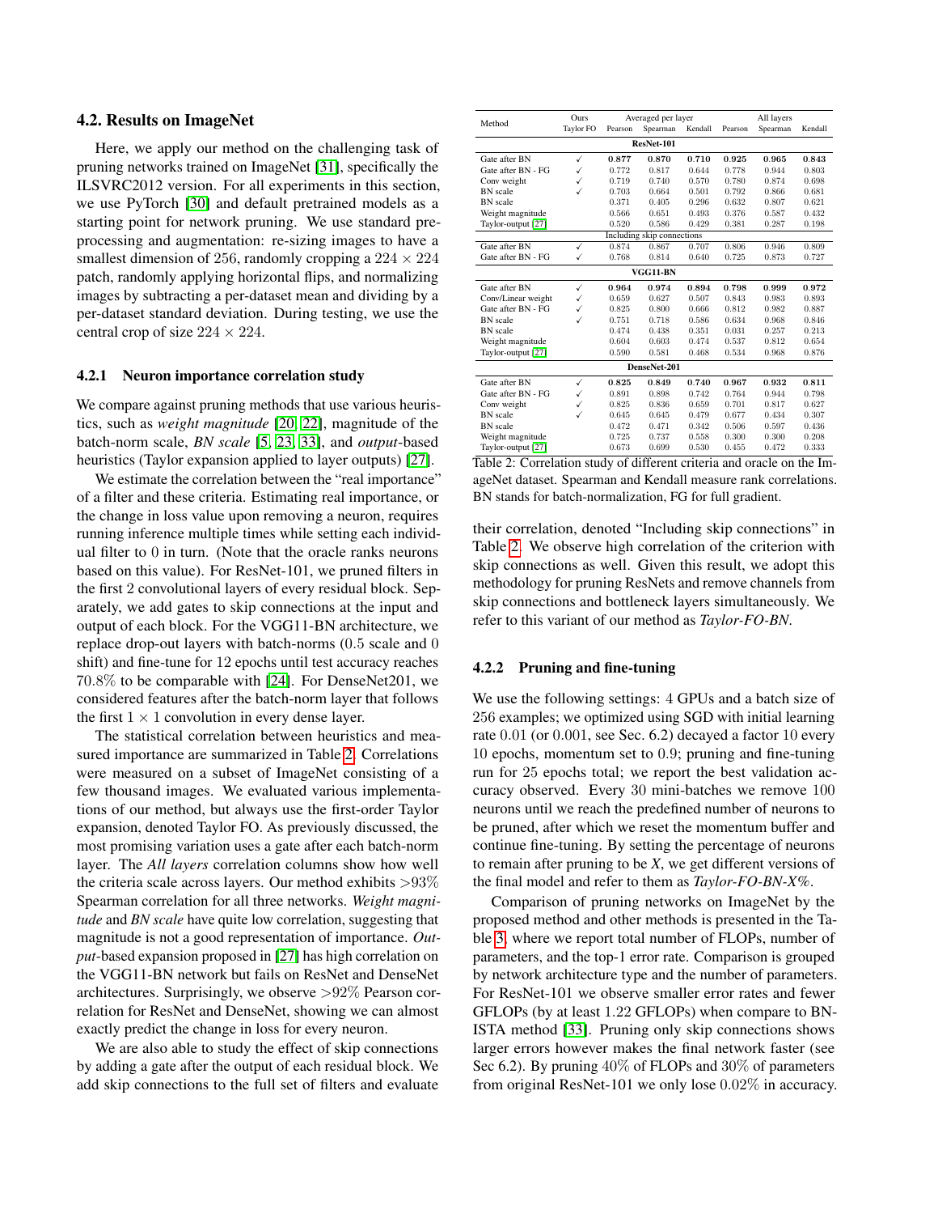### 4.2. Results on ImageNet

Here, we apply our method on the challenging task of pruning networks trained on ImageNet [31], specifically the ILSVRC2012 version. For all experiments in this section, we use PyTorch [30] and default pretrained models as a starting point for network pruning. We use standard preprocessing and augmentation: re-sizing images to have a smallest dimension of 256, randomly cropping a $224 \times 224$ patch, randomly applying horizontal flips, and normalizing images by subtracting a per-dataset mean and dividing by a per-dataset standard deviation. During testing, we use the central crop of size $224 \times 224$.

#### 4.2.1 Neuron importance correlation study

We compare against pruning methods that use various heuristics, such as *weight magnitude* [20, 22], magnitude of the batch-norm scale, *BN scale* [5, 23, 33], and *output*-based heuristics (Taylor expansion applied to layer outputs) [27].

We estimate the correlation between the "real importance" of a filter and these criteria. Estimating real importance, or the change in loss value upon removing a neuron, requires running inference multiple times while setting each individual filter to 0 in turn. (Note that the oracle ranks neurons based on this value). For ResNet-101, we pruned filters in the first 2 convolutional layers of every residual block. Separately, we add gates to skip connections at the input and output of each block. For the VGG11-BN architecture, we replace drop-out layers with batch-norms (0.5 scale and 0 shift) and fine-tune for 12 epochs until test accuracy reaches 70.8% to be comparable with [24]. For DenseNet201, we considered features after the batch-norm layer that follows the first $1 \times 1$ convolution in every dense layer.

The statistical correlation between heuristics and measured importance are summarized in Table 2. Correlations were measured on a subset of ImageNet consisting of a few thousand images. We evaluated various implementations of our method, but always use the first-order Taylor expansion, denoted Taylor FO. As previously discussed, the most promising variation uses a gate after each batch-norm layer. The *All layers* correlation columns show how well the criteria scale across layers. Our method exhibits >93% Spearman correlation for all three networks. *Weight magnitude* and *BN scale* have quite low correlation, suggesting that magnitude is not a good representation of importance. *Output*-based expansion proposed in [27] has high correlation on the VGG11-BN network but fails on ResNet and DenseNet architectures. Surprisingly, we observe >92% Pearson correlation for ResNet and DenseNet, showing we can almost exactly predict the change in loss for every neuron.

We are also able to study the effect of skip connections by adding a gate after the output of each residual block. We add skip connections to the full set of filters and evaluate their correlation, denoted "Including skip connections" in Table 2. We observe high correlation of the criterion with skip connections as well. Given this result, we adopt this methodology for pruning ResNets and remove channels from skip connections and bottleneck layers simultaneously. We refer to this variant of our method as *Taylor-FO-BN*.

| Method | Ours Taylor FO | Averaged per layer Pearson | Averaged per layer Spearman | Averaged per layer Kendall | All layers Pearson | All layers Spearman | All layers Kendall |
|---|---|---|---|---|---|---|---|
| **ResNet-101** | | | | | | | |
| Gate after BN | ✓ | **0.877** | **0.870** | **0.710** | **0.925** | **0.965** | **0.843** |
| Gate after BN - FG | ✓ | 0.772 | 0.817 | 0.644 | 0.778 | 0.944 | 0.803 |
| Conv weight | ✓ | 0.719 | 0.740 | 0.570 | 0.780 | 0.874 | 0.698 |
| BN scale | ✓ | 0.703 | 0.664 | 0.501 | 0.792 | 0.866 | 0.681 |
| BN scale | | 0.371 | 0.405 | 0.296 | 0.632 | 0.807 | 0.621 |
| Weight magnitude | | 0.566 | 0.651 | 0.493 | 0.376 | 0.587 | 0.432 |
| Taylor-output [27] | | 0.520 | 0.586 | 0.429 | 0.381 | 0.287 | 0.198 |
| Including skip connections | | | | | | | |
| Gate after BN | ✓ | 0.874 | 0.867 | 0.707 | 0.806 | 0.946 | 0.809 |
| Gate after BN - FG | ✓ | 0.768 | 0.814 | 0.640 | 0.725 | 0.873 | 0.727 |
| **VGG11-BN** | | | | | | | |
| Gate after BN | ✓ | **0.964** | **0.974** | **0.894** | **0.798** | **0.999** | **0.972** |
| Conv/Linear weight | ✓ | 0.659 | 0.627 | 0.507 | 0.843 | 0.983 | 0.893 |
| Gate after BN - FG | ✓ | 0.825 | 0.800 | 0.666 | 0.812 | 0.982 | 0.887 |
| BN scale | ✓ | 0.751 | 0.718 | 0.586 | 0.634 | 0.968 | 0.846 |
| BN scale | | 0.474 | 0.438 | 0.351 | 0.031 | 0.257 | 0.213 |
| Weight magnitude | | 0.604 | 0.603 | 0.474 | 0.537 | 0.812 | 0.654 |
| Taylor-output [27] | | 0.590 | 0.581 | 0.468 | 0.534 | 0.968 | 0.876 |
| **DenseNet-201** | | | | | | | |
| Gate after BN | ✓ | **0.825** | **0.849** | **0.740** | **0.967** | **0.932** | **0.811** |
| Gate after BN - FG | ✓ | 0.891 | 0.898 | 0.742 | 0.764 | 0.944 | 0.798 |
| Conv weight | ✓ | 0.825 | 0.836 | 0.659 | 0.701 | 0.817 | 0.627 |
| BN scale | ✓ | 0.645 | 0.645 | 0.479 | 0.677 | 0.434 | 0.307 |
| BN scale | | 0.472 | 0.471 | 0.342 | 0.506 | 0.597 | 0.436 |
| Weight magnitude | | 0.725 | 0.737 | 0.558 | 0.300 | 0.300 | 0.208 |
| Taylor-output [27] | | 0.673 | 0.699 | 0.530 | 0.455 | 0.472 | 0.333 |

Table 2: Correlation study of different criteria and oracle on the ImageNet dataset. Spearman and Kendall measure rank correlations. BN stands for batch-normalization, FG for full gradient.

#### 4.2.2 Pruning and fine-tuning

We use the following settings: 4 GPUs and a batch size of 256 examples; we optimized using SGD with initial learning rate 0.01 (or 0.001, see Sec. 6.2) decayed a factor 10 every 10 epochs, momentum set to 0.9; pruning and fine-tuning run for 25 epochs total; we report the best validation accuracy observed. Every 30 mini-batches we remove 100 neurons until we reach the predefined number of neurons to be pruned, after which we reset the momentum buffer and continue fine-tuning. By setting the percentage of neurons to remain after pruning to be *X*, we get different versions of the final model and refer to them as *Taylor-FO-BN-X%*.

Comparison of pruning networks on ImageNet by the proposed method and other methods is presented in the Table 3, where we report total number of FLOPs, number of parameters, and the top-1 error rate. Comparison is grouped by network architecture type and the number of parameters. For ResNet-101 we observe smaller error rates and fewer GFLOPs (by at least 1.22 GFLOPs) when compare to BN-ISTA method [33]. Pruning only skip connections shows larger errors however makes the final network faster (see Sec 6.2). By pruning 40% of FLOPs and 30% of parameters from original ResNet-101 we only lose 0.02% in accuracy.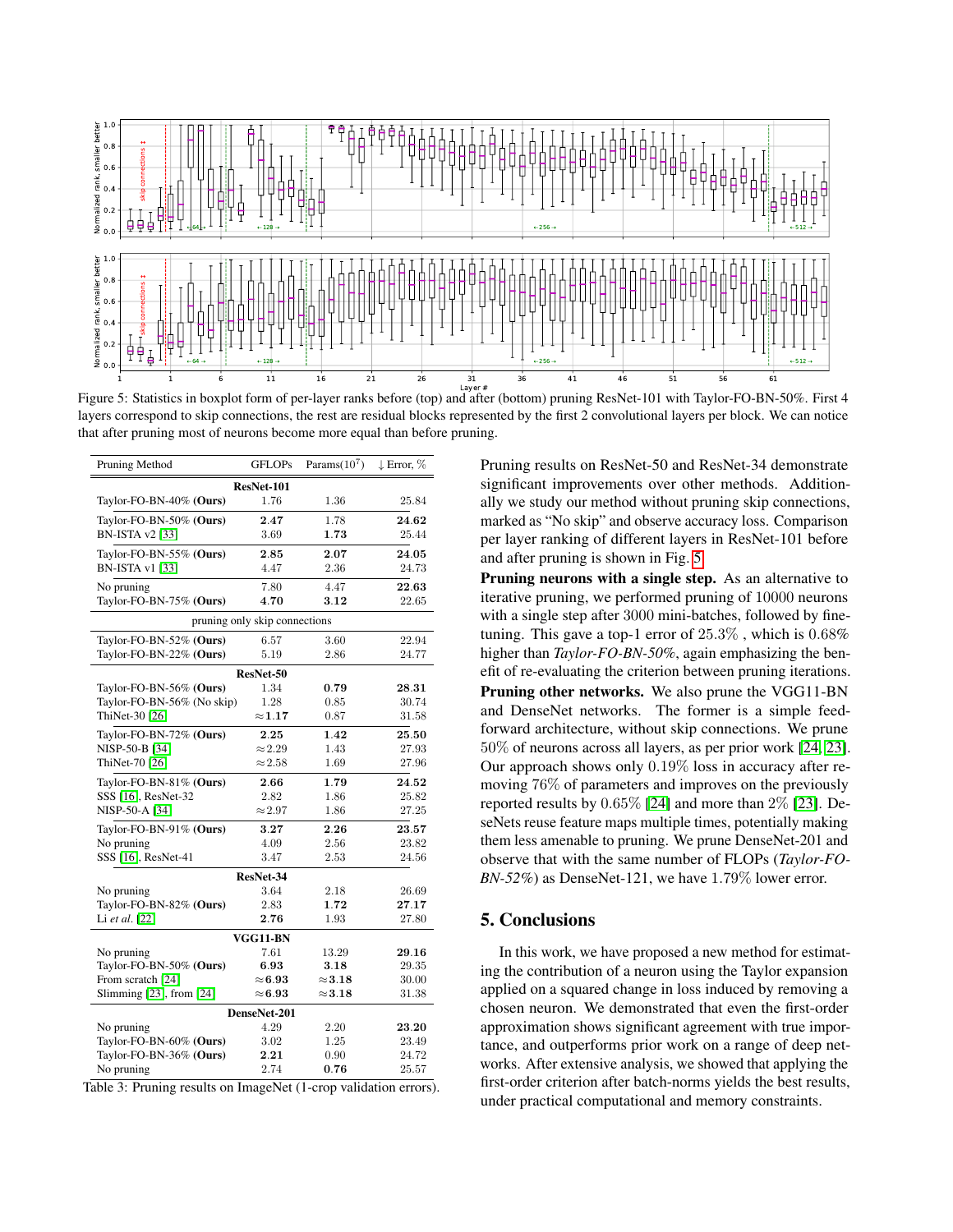Figure 5: Statistics in boxplot form of per-layer ranks before (top) and after (bottom) pruning ResNet-101 with Taylor-FO-BN-50%. First 4 layers correspond to skip connections, the rest are residual blocks represented by the first 2 convolutional layers per block. We can notice that after pruning most of neurons become more equal than before pruning.

| Pruning Method | GFLOPs | Params($10^7$) | ↓ Error, % |
|---|---|---|---|
| **ResNet-101** | | | |
| Taylor-FO-BN-40% (**Ours**) | 1.76 | 1.36 | 25.84 |
| Taylor-FO-BN-50% (**Ours**) | **2.47** | 1.78 | **24.62** |
| BN-ISTA v2 [33] | 3.69 | **1.73** | 25.44 |
| Taylor-FO-BN-55% (**Ours**) | **2.85** | **2.07** | **24.05** |
| BN-ISTA v1 [33] | 4.47 | 2.36 | 24.73 |
| No pruning | 7.80 | 4.47 | **22.63** |
| Taylor-FO-BN-75% (**Ours**) | **4.70** | **3.12** | 22.65 |
| pruning only skip connections | | | |
| Taylor-FO-BN-52% (**Ours**) | 6.57 | 3.60 | 22.94 |
| Taylor-FO-BN-22% (**Ours**) | 5.19 | 2.86 | 24.77 |
| **ResNet-50** | | | |
| Taylor-FO-BN-56% (**Ours**) | 1.34 | **0.79** | **28.31** |
| Taylor-FO-BN-56% (No skip) | 1.28 | 0.85 | 30.74 |
| ThiNet-30 [26] | ≈**1.17** | 0.87 | 31.58 |
| Taylor-FO-BN-72% (**Ours**) | **2.25** | **1.42** | **25.50** |
| NISP-50-B [34] | ≈2.29 | 1.43 | 27.93 |
| ThiNet-70 [26] | ≈2.58 | 1.69 | 27.96 |
| Taylor-FO-BN-81% (**Ours**) | **2.66** | **1.79** | **24.52** |
| SSS [16], ResNet-32 | 2.82 | 1.86 | 25.82 |
| NISP-50-A [34] | ≈2.97 | 1.86 | 27.25 |
| Taylor-FO-BN-91% (**Ours**) | **3.27** | **2.26** | **23.57** |
| No pruning | 4.09 | 2.56 | 23.82 |
| SSS [16], ResNet-41 | 3.47 | 2.53 | 24.56 |
| **ResNet-34** | | | |
| No pruning | 3.64 | 2.18 | 26.69 |
| Taylor-FO-BN-82% (**Ours**) | 2.83 | **1.72** | **27.17** |
| Li *et al.* [22] | **2.76** | 1.93 | 27.80 |
| **VGG11-BN** | | | |
| No pruning | 7.61 | 13.29 | **29.16** |
| Taylor-FO-BN-50% (**Ours**) | **6.93** | **3.18** | 29.35 |
| From scratch [24] | ≈**6.93** | ≈**3.18** | 30.00 |
| Slimming [23], from [24] | ≈**6.93** | ≈**3.18** | 31.38 |
| **DenseNet-201** | | | |
| No pruning | 4.29 | 2.20 | **23.20** |
| Taylor-FO-BN-60% (**Ours**) | 3.02 | 1.25 | 23.49 |
| Taylor-FO-BN-36% (**Ours**) | **2.21** | 0.90 | 24.72 |
| No pruning | 2.74 | **0.76** | 25.57 |

Table 3: Pruning results on ImageNet (1-crop validation errors).

Pruning results on ResNet-50 and ResNet-34 demonstrate significant improvements over other methods. Additionally we study our method without pruning skip connections, marked as "No skip" and observe accuracy loss. Comparison per layer ranking of different layers in ResNet-101 before and after pruning is shown in Fig. 5.

**Pruning neurons with a single step.** As an alternative to iterative pruning, we performed pruning of $10000$ neurons with a single step after $3000$ mini-batches, followed by finetuning. This gave a top-1 error of $25.3\%$ , which is $0.68\%$ higher than *Taylor-FO-BN-50%*, again emphasizing the benefit of re-evaluating the criterion between pruning iterations.

**Pruning other networks.** We also prune the VGG11-BN and DenseNet networks. The former is a simple feedforward architecture, without skip connections. We prune $50\%$ of neurons across all layers, as per prior work [24, 23]. Our approach shows only $0.19\%$ loss in accuracy after removing $76\%$ of parameters and improves on the previously reported results by $0.65\%$ [24] and more than $2\%$ [23]. DeseNets reuse feature maps multiple times, potentially making them less amenable to pruning. We prune DenseNet-201 and observe that with the same number of FLOPs (*Taylor-FO-BN-52%*) as DenseNet-121, we have $1.79\%$ lower error.

## 5. Conclusions

In this work, we have proposed a new method for estimating the contribution of a neuron using the Taylor expansion applied on a squared change in loss induced by removing a chosen neuron. We demonstrated that even the first-order approximation shows significant agreement with true importance, and outperforms prior work on a range of deep networks. After extensive analysis, we showed that applying the first-order criterion after batch-norms yields the best results, under practical computational and memory constraints.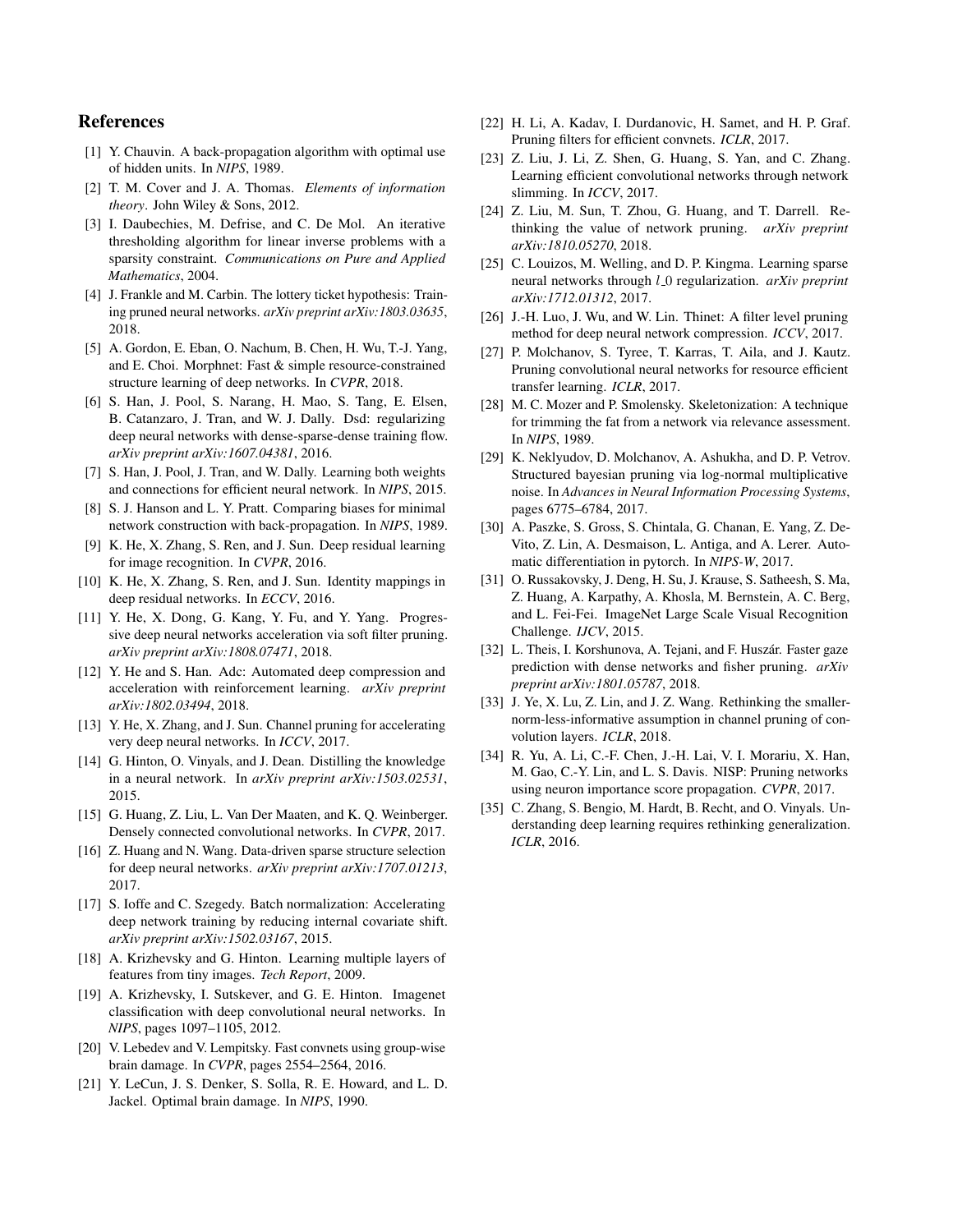## References

[1] Y. Chauvin. A back-propagation algorithm with optimal use of hidden units. In *NIPS*, 1989.

[2] T. M. Cover and J. A. Thomas. *Elements of information theory*. John Wiley & Sons, 2012.

[3] I. Daubechies, M. Defrise, and C. De Mol. An iterative thresholding algorithm for linear inverse problems with a sparsity constraint. *Communications on Pure and Applied Mathematics*, 2004.

[4] J. Frankle and M. Carbin. The lottery ticket hypothesis: Training pruned neural networks. *arXiv preprint arXiv:1803.03635*, 2018.

[5] A. Gordon, E. Eban, O. Nachum, B. Chen, H. Wu, T.-J. Yang, and E. Choi. Morphnet: Fast & simple resource-constrained structure learning of deep networks. In *CVPR*, 2018.

[6] S. Han, J. Pool, S. Narang, H. Mao, S. Tang, E. Elsen, B. Catanzaro, J. Tran, and W. J. Dally. Dsd: regularizing deep neural networks with dense-sparse-dense training flow. *arXiv preprint arXiv:1607.04381*, 2016.

[7] S. Han, J. Pool, J. Tran, and W. Dally. Learning both weights and connections for efficient neural network. In *NIPS*, 2015.

[8] S. J. Hanson and L. Y. Pratt. Comparing biases for minimal network construction with back-propagation. In *NIPS*, 1989.

[9] K. He, X. Zhang, S. Ren, and J. Sun. Deep residual learning for image recognition. In *CVPR*, 2016.

[10] K. He, X. Zhang, S. Ren, and J. Sun. Identity mappings in deep residual networks. In *ECCV*, 2016.

[11] Y. He, X. Dong, G. Kang, Y. Fu, and Y. Yang. Progressive deep neural networks acceleration via soft filter pruning. *arXiv preprint arXiv:1808.07471*, 2018.

[12] Y. He and S. Han. Adc: Automated deep compression and acceleration with reinforcement learning. *arXiv preprint arXiv:1802.03494*, 2018.

[13] Y. He, X. Zhang, and J. Sun. Channel pruning for accelerating very deep neural networks. In *ICCV*, 2017.

[14] G. Hinton, O. Vinyals, and J. Dean. Distilling the knowledge in a neural network. In *arXiv preprint arXiv:1503.02531*, 2015.

[15] G. Huang, Z. Liu, L. Van Der Maaten, and K. Q. Weinberger. Densely connected convolutional networks. In *CVPR*, 2017.

[16] Z. Huang and N. Wang. Data-driven sparse structure selection for deep neural networks. *arXiv preprint arXiv:1707.01213*, 2017.

[17] S. Ioffe and C. Szegedy. Batch normalization: Accelerating deep network training by reducing internal covariate shift. *arXiv preprint arXiv:1502.03167*, 2015.

[18] A. Krizhevsky and G. Hinton. Learning multiple layers of features from tiny images. *Tech Report*, 2009.

[19] A. Krizhevsky, I. Sutskever, and G. E. Hinton. Imagenet classification with deep convolutional neural networks. In *NIPS*, pages 1097–1105, 2012.

[20] V. Lebedev and V. Lempitsky. Fast convnets using group-wise brain damage. In *CVPR*, pages 2554–2564, 2016.

[21] Y. LeCun, J. S. Denker, S. Solla, R. E. Howard, and L. D. Jackel. Optimal brain damage. In *NIPS*, 1990.

[22] H. Li, A. Kadav, I. Durdanovic, H. Samet, and H. P. Graf. Pruning filters for efficient convnets. *ICLR*, 2017.

[23] Z. Liu, J. Li, Z. Shen, G. Huang, S. Yan, and C. Zhang. Learning efficient convolutional networks through network slimming. In *ICCV*, 2017.

[24] Z. Liu, M. Sun, T. Zhou, G. Huang, and T. Darrell. Rethinking the value of network pruning. *arXiv preprint arXiv:1810.05270*, 2018.

[25] C. Louizos, M. Welling, and D. P. Kingma. Learning sparse neural networks through $l\_0$ regularization. *arXiv preprint arXiv:1712.01312*, 2017.

[26] J.-H. Luo, J. Wu, and W. Lin. Thinet: A filter level pruning method for deep neural network compression. *ICCV*, 2017.

[27] P. Molchanov, S. Tyree, T. Karras, T. Aila, and J. Kautz. Pruning convolutional neural networks for resource efficient transfer learning. *ICLR*, 2017.

[28] M. C. Mozer and P. Smolensky. Skeletonization: A technique for trimming the fat from a network via relevance assessment. In *NIPS*, 1989.

[29] K. Neklyudov, D. Molchanov, A. Ashukha, and D. P. Vetrov. Structured bayesian pruning via log-normal multiplicative noise. In *Advances in Neural Information Processing Systems*, pages 6775–6784, 2017.

[30] A. Paszke, S. Gross, S. Chintala, G. Chanan, E. Yang, Z. DeVito, Z. Lin, A. Desmaison, L. Antiga, and A. Lerer. Automatic differentiation in pytorch. In *NIPS-W*, 2017.

[31] O. Russakovsky, J. Deng, H. Su, J. Krause, S. Satheesh, S. Ma, Z. Huang, A. Karpathy, A. Khosla, M. Bernstein, A. C. Berg, and L. Fei-Fei. ImageNet Large Scale Visual Recognition Challenge. *IJCV*, 2015.

[32] L. Theis, I. Korshunova, A. Tejani, and F. Huszár. Faster gaze prediction with dense networks and fisher pruning. *arXiv preprint arXiv:1801.05787*, 2018.

[33] J. Ye, X. Lu, Z. Lin, and J. Z. Wang. Rethinking the smaller-norm-less-informative assumption in channel pruning of convolution layers. *ICLR*, 2018.

[34] R. Yu, A. Li, C.-F. Chen, J.-H. Lai, V. I. Morariu, X. Han, M. Gao, C.-Y. Lin, and L. S. Davis. NISP: Pruning networks using neuron importance score propagation. *CVPR*, 2017.

[35] C. Zhang, S. Bengio, M. Hardt, B. Recht, and O. Vinyals. Understanding deep learning requires rethinking generalization. *ICLR*, 2016.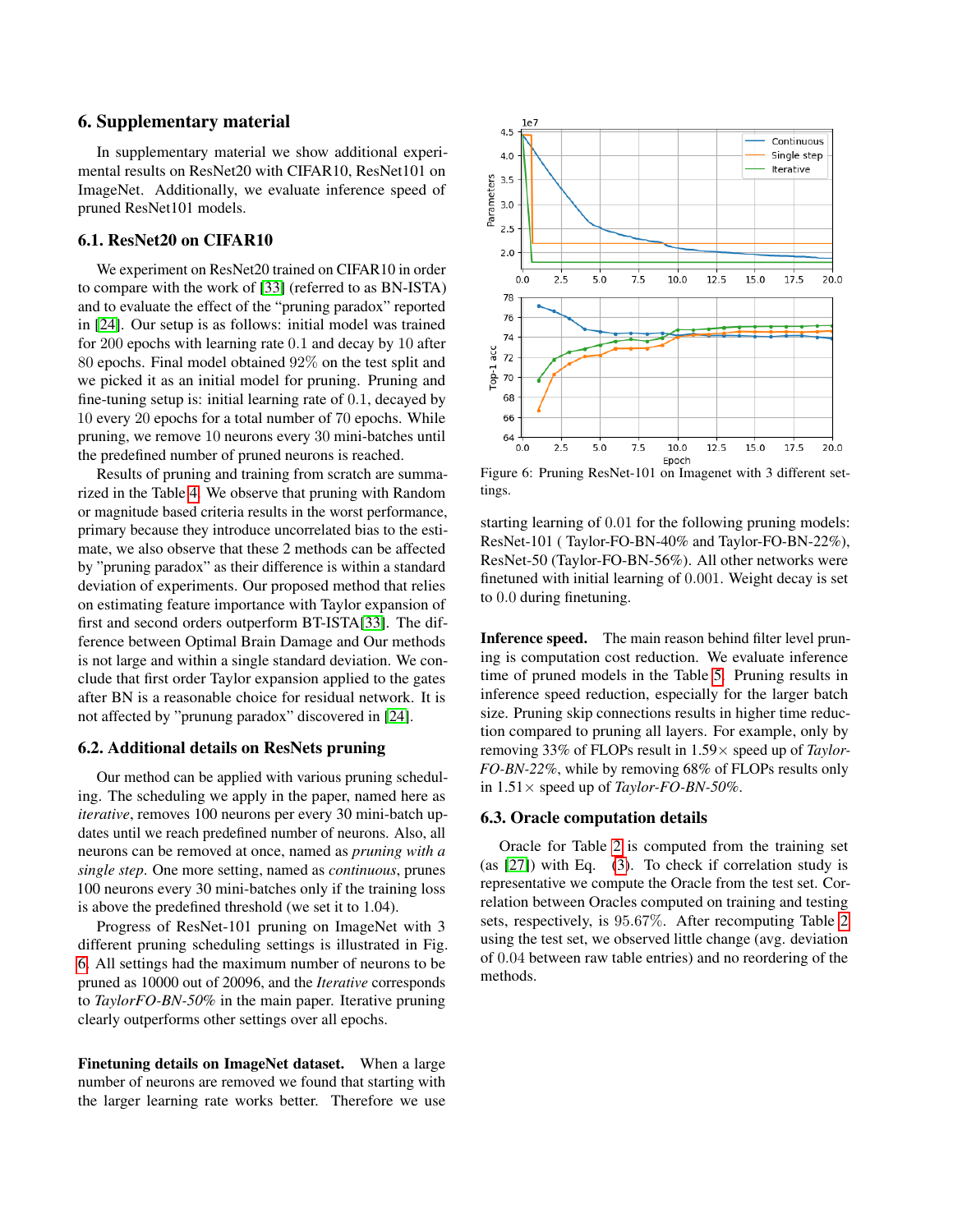## 6. Supplementary material

In supplementary material we show additional experimental results on ResNet20 with CIFAR10, ResNet101 on ImageNet. Additionally, we evaluate inference speed of pruned ResNet101 models.

### 6.1. ResNet20 on CIFAR10

We experiment on ResNet20 trained on CIFAR10 in order to compare with the work of [33] (referred to as BN-ISTA) and to evaluate the effect of the "pruning paradox" reported in [24]. Our setup is as follows: initial model was trained for 200 epochs with learning rate 0.1 and decay by 10 after 80 epochs. Final model obtained 92% on the test split and we picked it as an initial model for pruning. Pruning and fine-tuning setup is: initial learning rate of 0.1, decayed by 10 every 20 epochs for a total number of 70 epochs. While pruning, we remove 10 neurons every 30 mini-batches until the predefined number of pruned neurons is reached.

Results of pruning and training from scratch are summarized in the Table 4. We observe that pruning with Random or magnitude based criteria results in the worst performance, primary because they introduce uncorrelated bias to the estimate, we also observe that these 2 methods can be affected by "pruning paradox" as their difference is within a standard deviation of experiments. Our proposed method that relies on estimating feature importance with Taylor expansion of first and second orders outperform BT-ISTA[33]. The difference between Optimal Brain Damage and Our methods is not large and within a single standard deviation. We conclude that first order Taylor expansion applied to the gates after BN is a reasonable choice for residual network. It is not affected by "prunung paradox" discovered in [24].

### 6.2. Additional details on ResNets pruning

Our method can be applied with various pruning scheduling. The scheduling we apply in the paper, named here as *iterative*, removes 100 neurons per every 30 mini-batch updates until we reach predefined number of neurons. Also, all neurons can be removed at once, named as *pruning with a single step*. One more setting, named as *continuous*, prunes 100 neurons every 30 mini-batches only if the training loss is above the predefined threshold (we set it to 1.04).

Progress of ResNet-101 pruning on ImageNet with 3 different pruning scheduling settings is illustrated in Fig. 6. All settings had the maximum number of neurons to be pruned as 10000 out of 20096, and the *Iterative* corresponds to *TaylorFO-BN-50%* in the main paper. Iterative pruning clearly outperforms other settings over all epochs.

Figure 6: Pruning ResNet-101 on Imagenet with 3 different settings.

**Finetuning details on ImageNet dataset.** When a large number of neurons are removed we found that starting with the larger learning rate works better. Therefore we use starting learning of 0.01 for the following pruning models: ResNet-101 ( Taylor-FO-BN-40% and Taylor-FO-BN-22%), ResNet-50 (Taylor-FO-BN-56%). All other networks were finetuned with initial learning of 0.001. Weight decay is set to 0.0 during finetuning.

**Inference speed.** The main reason behind filter level pruning is computation cost reduction. We evaluate inference time of pruned models in the Table 5. Pruning results in inference speed reduction, especially for the larger batch size. Pruning skip connections results in higher time reduction compared to pruning all layers. For example, only by removing 33% of FLOPs result in 1.59× speed up of *Taylor-FO-BN-22%*, while by removing 68% of FLOPs results only in 1.51× speed up of *Taylor-FO-BN-50%*.

### 6.3. Oracle computation details

Oracle for Table 2 is computed from the training set (as [27]) with Eq. (3). To check if correlation study is representative we compute the Oracle from the test set. Correlation between Oracles computed on training and testing sets, respectively, is 95.67%. After recomputing Table 2 using the test set, we observed little change (avg. deviation of 0.04 between raw table entries) and no reordering of the methods.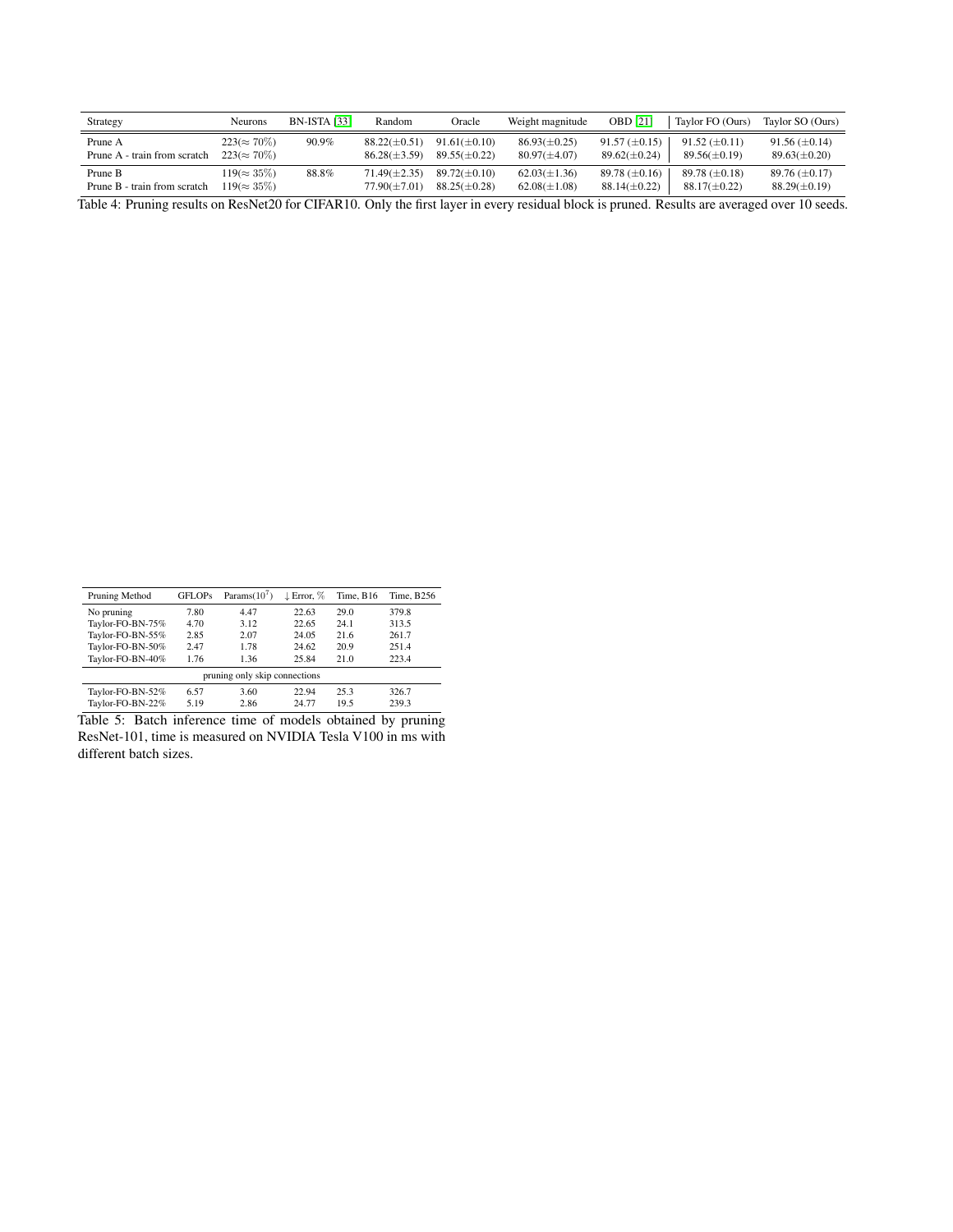| Strategy | Neurons | BN-ISTA [33] | Random | Oracle | Weight magnitude | OBD [21] | Taylor FO (Ours) | Taylor SO (Ours) |
|---|---|---|---|---|---|---|---|---|
| Prune A | 223(≈ 70%) | 90.9% | 88.22(±0.51) | 91.61(±0.10) | 86.93(±0.25) | 91.57 (±0.15) | 91.52 (±0.11) | 91.56 (±0.14) |
| Prune A - train from scratch | 223(≈ 70%) | | 86.28(±3.59) | 89.55(±0.22) | 80.97(±4.07) | 89.62(±0.24) | 89.56(±0.19) | 89.63(±0.20) |
| Prune B | 119(≈ 35%) | 88.8% | 71.49(±2.35) | 89.72(±0.10) | 62.03(±1.36) | 89.78 (±0.16) | 89.78 (±0.18) | 89.76 (±0.17) |
| Prune B - train from scratch | 119(≈ 35%) | | 77.90(±7.01) | 88.25(±0.28) | 62.08(±1.08) | 88.14(±0.22) | 88.17(±0.22) | 88.29(±0.19) |

Table 4: Pruning results on ResNet20 for CIFAR10. Only the first layer in every residual block is pruned. Results are averaged over 10 seeds.

| Pruning Method | GFLOPs | Params($10^7$) | ↓ Error, % | Time, B16 | Time, B256 |
|---|---|---|---|---|---|
| No pruning | 7.80 | 4.47 | 22.63 | 29.0 | 379.8 |
| Taylor-FO-BN-75% | 4.70 | 3.12 | 22.65 | 24.1 | 313.5 |
| Taylor-FO-BN-55% | 2.85 | 2.07 | 24.05 | 21.6 | 261.7 |
| Taylor-FO-BN-50% | 2.47 | 1.78 | 24.62 | 20.9 | 251.4 |
| Taylor-FO-BN-40% | 1.76 | 1.36 | 25.84 | 21.0 | 223.4 |
| pruning only skip connections | | | | | |
| Taylor-FO-BN-52% | 6.57 | 3.60 | 22.94 | 25.3 | 326.7 |
| Taylor-FO-BN-22% | 5.19 | 2.86 | 24.77 | 19.5 | 239.3 |

Table 5: Batch inference time of models obtained by pruning ResNet-101, time is measured on NVIDIA Tesla V100 in ms with different batch sizes.